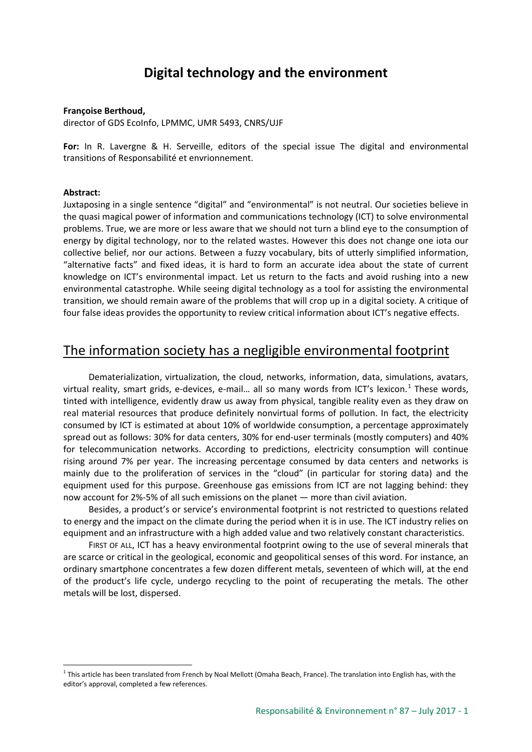# Digital technology and the environment

**Françoise Berthoud,**
director of GDS EcoInfo, LPMMC, UMR 5493, CNRS/UJF

**For:** In R. Lavergne & H. Serveille, editors of the special issue The digital and environmental transitions of Responsabilité et envrionnement.

**Abstract:**
Juxtaposing in a single sentence "digital" and "environmental" is not neutral. Our societies believe in the quasi magical power of information and communications technology (ICT) to solve environmental problems. True, we are more or less aware that we should not turn a blind eye to the consumption of energy by digital technology, nor to the related wastes. However this does not change one iota our collective belief, nor our actions. Between a fuzzy vocabulary, bits of utterly simplified information, "alternative facts" and fixed ideas, it is hard to form an accurate idea about the state of current knowledge on ICT's environmental impact. Let us return to the facts and avoid rushing into a new environmental catastrophe. While seeing digital technology as a tool for assisting the environmental transition, we should remain aware of the problems that will crop up in a digital society. A critique of four false ideas provides the opportunity to review critical information about ICT's negative effects.

## The information society has a negligible environmental footprint

Dematerialization, virtualization, the cloud, networks, information, data, simulations, avatars, virtual reality, smart grids, e-devices, e-mail… all so many words from ICT's lexicon.[1] These words, tinted with intelligence, evidently draw us away from physical, tangible reality even as they draw on real material resources that produce definitely nonvirtual forms of pollution. In fact, the electricity consumed by ICT is estimated at about 10% of worldwide consumption, a percentage approximately spread out as follows: 30% for data centers, 30% for end-user terminals (mostly computers) and 40% for telecommunication networks. According to predictions, electricity consumption will continue rising around 7% per year. The increasing percentage consumed by data centers and networks is mainly due to the proliferation of services in the "cloud" (in particular for storing data) and the equipment used for this purpose. Greenhouse gas emissions from ICT are not lagging behind: they now account for 2%-5% of all such emissions on the planet — more than civil aviation.

Besides, a product's or service's environmental footprint is not restricted to questions related to energy and the impact on the climate during the period when it is in use. The ICT industry relies on equipment and an infrastructure with a high added value and two relatively constant characteristics.

FIRST OF ALL, ICT has a heavy environmental footprint owing to the use of several minerals that are scarce or critical in the geological, economic and geopolitical senses of this word. For instance, an ordinary smartphone concentrates a few dozen different metals, seventeen of which will, at the end of the product's life cycle, undergo recycling to the point of recuperating the metals. The other metals will be lost, dispersed.

[1] This article has been translated from French by Noal Mellott (Omaha Beach, France). The translation into English has, with the editor's approval, completed a few references.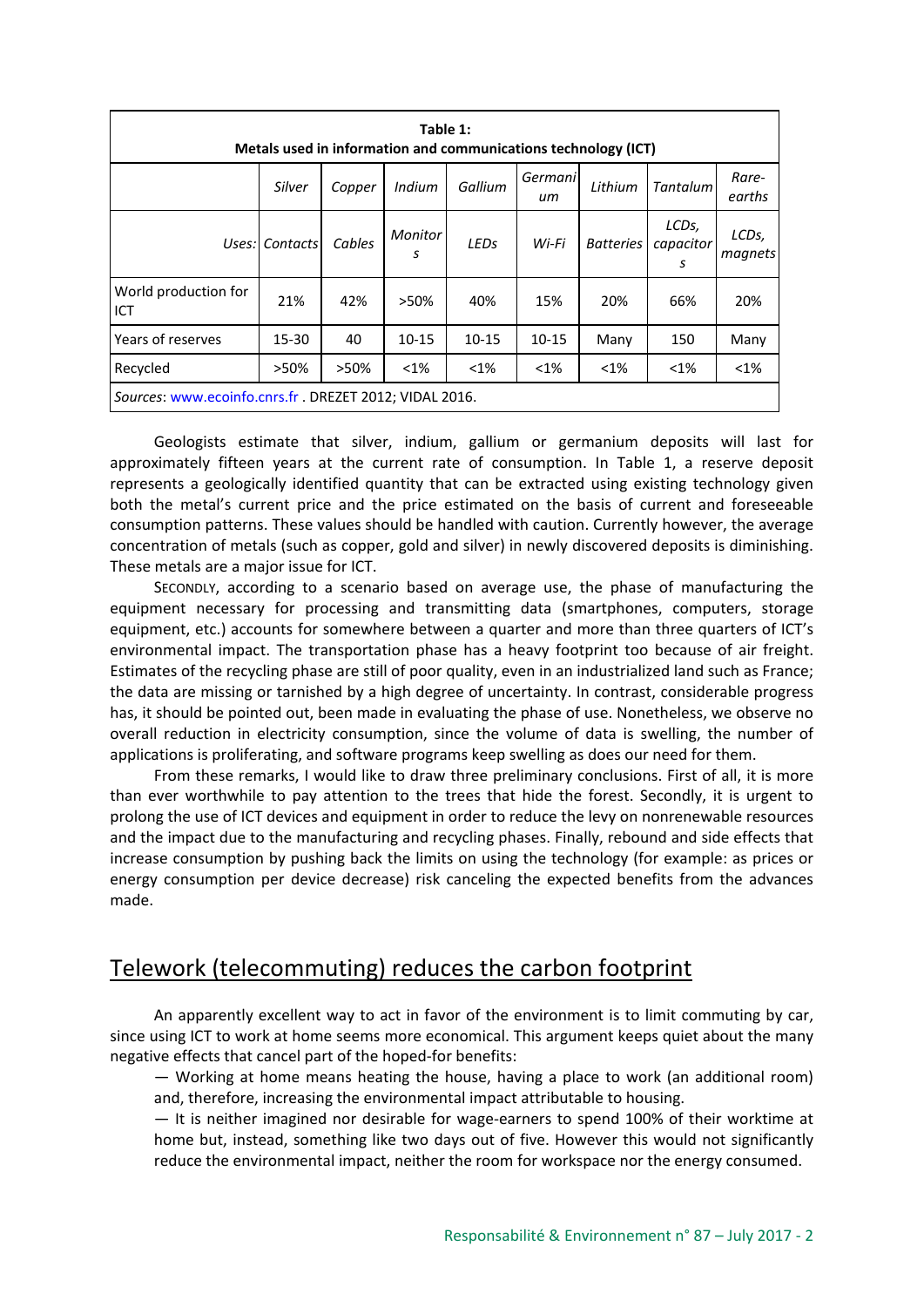| Table 1: Metals used in information and communications technology (ICT) | | | | | | | | |
|---|---|---|---|---|---|---|---|---|
| | *Silver* | *Copper* | *Indium* | *Gallium* | *Germanium* | *Lithium* | *Tantalum* | *Rare-earths* |
| *Uses:* | *Contacts* | *Cables* | *Monitors* | *LEDs* | *Wi-Fi* | *Batteries* | *LCDs, capacitors* | *LCDs, magnets* |
| World production for ICT | 21% | 42% | >50% | 40% | 15% | 20% | 66% | 20% |
| Years of reserves | 15-30 | 40 | 10-15 | 10-15 | 10-15 | Many | 150 | Many |
| Recycled | >50% | >50% | <1% | <1% | <1% | <1% | <1% | <1% |

*Sources*: www.ecoinfo.cnrs.fr . DREZET 2012; VIDAL 2016.

Geologists estimate that silver, indium, gallium or germanium deposits will last for approximately fifteen years at the current rate of consumption. In Table 1, a reserve deposit represents a geologically identified quantity that can be extracted using existing technology given both the metal's current price and the price estimated on the basis of current and foreseeable consumption patterns. These values should be handled with caution. Currently however, the average concentration of metals (such as copper, gold and silver) in newly discovered deposits is diminishing. These metals are a major issue for ICT.

SECONDLY, according to a scenario based on average use, the phase of manufacturing the equipment necessary for processing and transmitting data (smartphones, computers, storage equipment, etc.) accounts for somewhere between a quarter and more than three quarters of ICT's environmental impact. The transportation phase has a heavy footprint too because of air freight. Estimates of the recycling phase are still of poor quality, even in an industrialized land such as France; the data are missing or tarnished by a high degree of uncertainty. In contrast, considerable progress has, it should be pointed out, been made in evaluating the phase of use. Nonetheless, we observe no overall reduction in electricity consumption, since the volume of data is swelling, the number of applications is proliferating, and software programs keep swelling as does our need for them.

From these remarks, I would like to draw three preliminary conclusions. First of all, it is more than ever worthwhile to pay attention to the trees that hide the forest. Secondly, it is urgent to prolong the use of ICT devices and equipment in order to reduce the levy on nonrenewable resources and the impact due to the manufacturing and recycling phases. Finally, rebound and side effects that increase consumption by pushing back the limits on using the technology (for example: as prices or energy consumption per device decrease) risk canceling the expected benefits from the advances made.

## Telework (telecommuting) reduces the carbon footprint

An apparently excellent way to act in favor of the environment is to limit commuting by car, since using ICT to work at home seems more economical. This argument keeps quiet about the many negative effects that cancel part of the hoped-for benefits:

— Working at home means heating the house, having a place to work (an additional room) and, therefore, increasing the environmental impact attributable to housing.

— It is neither imagined nor desirable for wage-earners to spend 100% of their worktime at home but, instead, something like two days out of five. However this would not significantly reduce the environmental impact, neither the room for workspace nor the energy consumed.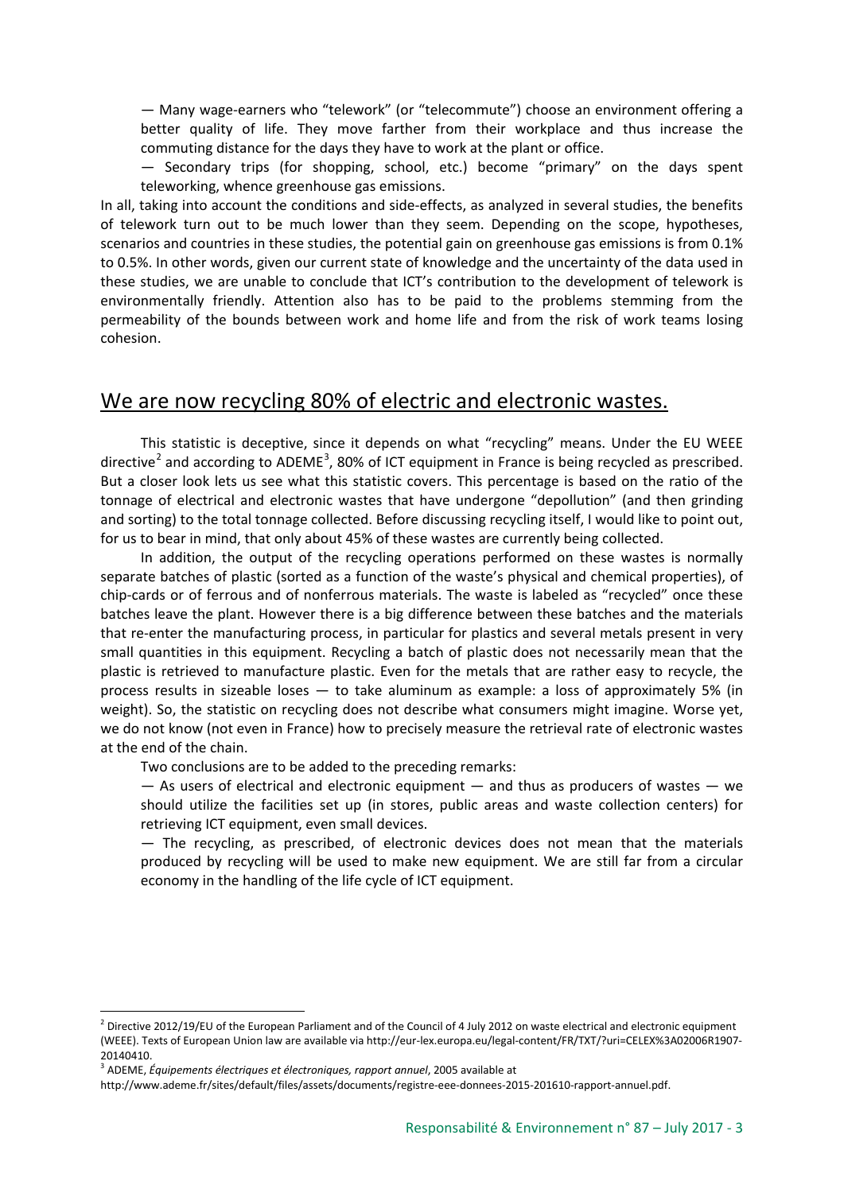— Many wage-earners who "telework" (or "telecommute") choose an environment offering a better quality of life. They move farther from their workplace and thus increase the commuting distance for the days they have to work at the plant or office.

— Secondary trips (for shopping, school, etc.) become "primary" on the days spent teleworking, whence greenhouse gas emissions.

In all, taking into account the conditions and side-effects, as analyzed in several studies, the benefits of telework turn out to be much lower than they seem. Depending on the scope, hypotheses, scenarios and countries in these studies, the potential gain on greenhouse gas emissions is from 0.1% to 0.5%. In other words, given our current state of knowledge and the uncertainty of the data used in these studies, we are unable to conclude that ICT's contribution to the development of telework is environmentally friendly. Attention also has to be paid to the problems stemming from the permeability of the bounds between work and home life and from the risk of work teams losing cohesion.

## We are now recycling 80% of electric and electronic wastes.

This statistic is deceptive, since it depends on what "recycling" means. Under the EU WEEE directive[2] and according to ADEME[3], 80% of ICT equipment in France is being recycled as prescribed. But a closer look lets us see what this statistic covers. This percentage is based on the ratio of the tonnage of electrical and electronic wastes that have undergone "depollution" (and then grinding and sorting) to the total tonnage collected. Before discussing recycling itself, I would like to point out, for us to bear in mind, that only about 45% of these wastes are currently being collected.

In addition, the output of the recycling operations performed on these wastes is normally separate batches of plastic (sorted as a function of the waste's physical and chemical properties), of chip-cards or of ferrous and of nonferrous materials. The waste is labeled as "recycled" once these batches leave the plant. However there is a big difference between these batches and the materials that re-enter the manufacturing process, in particular for plastics and several metals present in very small quantities in this equipment. Recycling a batch of plastic does not necessarily mean that the plastic is retrieved to manufacture plastic. Even for the metals that are rather easy to recycle, the process results in sizeable loses — to take aluminum as example: a loss of approximately 5% (in weight). So, the statistic on recycling does not describe what consumers might imagine. Worse yet, we do not know (not even in France) how to precisely measure the retrieval rate of electronic wastes at the end of the chain.

Two conclusions are to be added to the preceding remarks:

— As users of electrical and electronic equipment — and thus as producers of wastes — we should utilize the facilities set up (in stores, public areas and waste collection centers) for retrieving ICT equipment, even small devices.

— The recycling, as prescribed, of electronic devices does not mean that the materials produced by recycling will be used to make new equipment. We are still far from a circular economy in the handling of the life cycle of ICT equipment.

---

[2] Directive 2012/19/EU of the European Parliament and of the Council of 4 July 2012 on waste electrical and electronic equipment (WEEE). Texts of European Union law are available via http://eur-lex.europa.eu/legal-content/FR/TXT/?uri=CELEX%3A02006R1907-20140410.

[3] ADEME, *Équipements électriques et électroniques, rapport annuel*, 2005 available at http://www.ademe.fr/sites/default/files/assets/documents/registre-eee-donnees-2015-201610-rapport-annuel.pdf.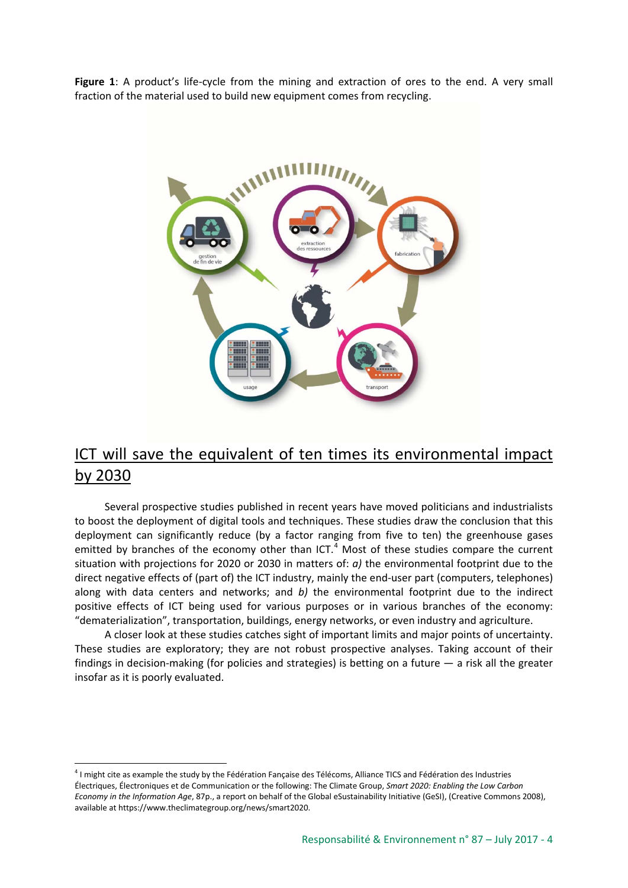**Figure 1**: A product's life-cycle from the mining and extraction of ores to the end. A very small fraction of the material used to build new equipment comes from recycling.

## ICT will save the equivalent of ten times its environmental impact by 2030

Several prospective studies published in recent years have moved politicians and industrialists to boost the deployment of digital tools and techniques. These studies draw the conclusion that this deployment can significantly reduce (by a factor ranging from five to ten) the greenhouse gases emitted by branches of the economy other than ICT.[4] Most of these studies compare the current situation with projections for 2020 or 2030 in matters of: *a)* the environmental footprint due to the direct negative effects of (part of) the ICT industry, mainly the end-user part (computers, telephones) along with data centers and networks; and *b)* the environmental footprint due to the indirect positive effects of ICT being used for various purposes or in various branches of the economy: "dematerialization", transportation, buildings, energy networks, or even industry and agriculture.

A closer look at these studies catches sight of important limits and major points of uncertainty. These studies are exploratory; they are not robust prospective analyses. Taking account of their findings in decision-making (for policies and strategies) is betting on a future — a risk all the greater insofar as it is poorly evaluated.

---

[4] I might cite as example the study by the Fédération Française des Télécoms, Alliance TICS and Fédération des Industries Électriques, Électroniques et de Communication or the following: The Climate Group, *Smart 2020: Enabling the Low Carbon Economy in the Information Age*, 87p., a report on behalf of the Global eSustainability Initiative (GeSI), (Creative Commons 2008), available at https://www.theclimategroup.org/news/smart2020.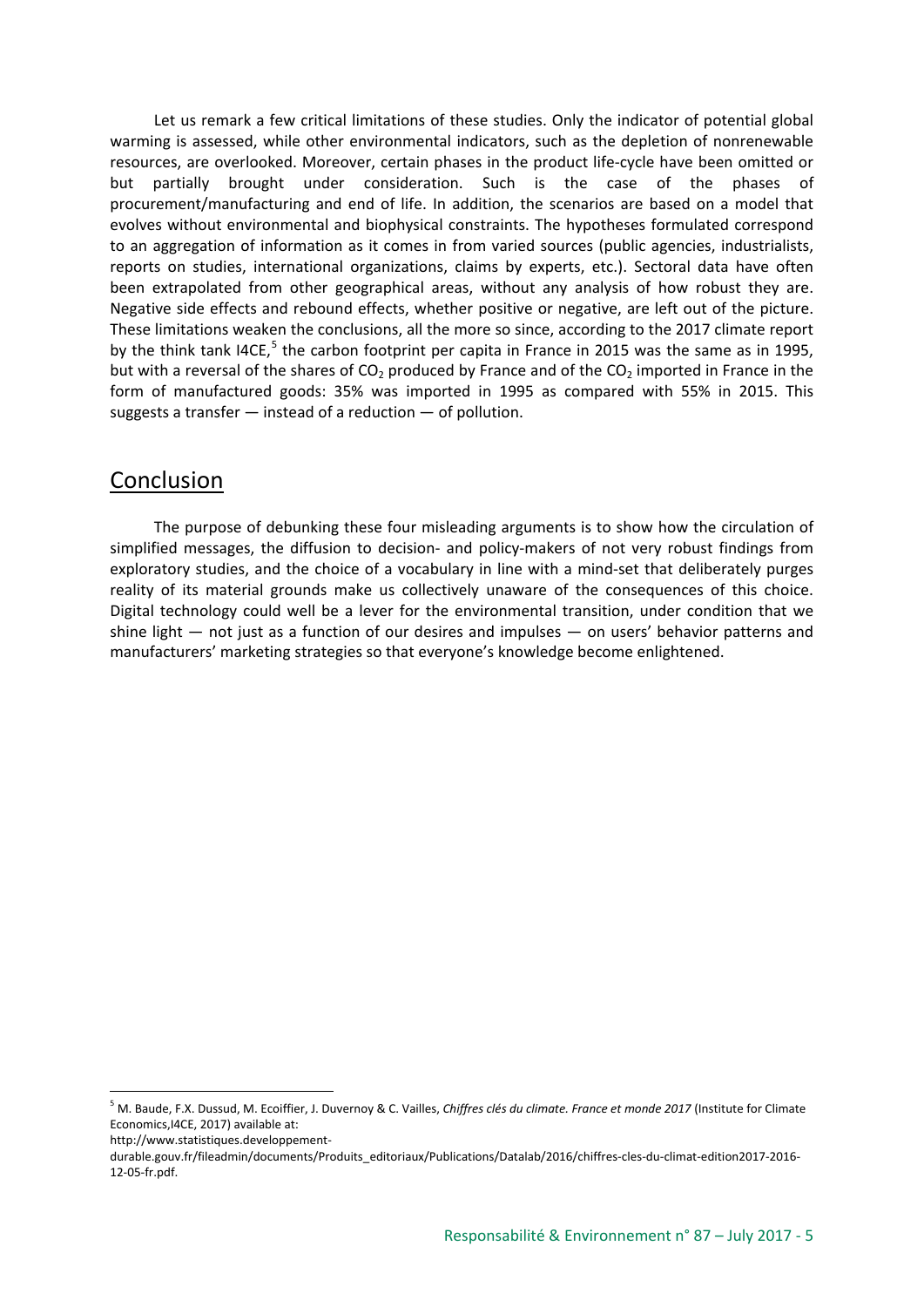Let us remark a few critical limitations of these studies. Only the indicator of potential global warming is assessed, while other environmental indicators, such as the depletion of nonrenewable resources, are overlooked. Moreover, certain phases in the product life-cycle have been omitted or but partially brought under consideration. Such is the case of the phases of procurement/manufacturing and end of life. In addition, the scenarios are based on a model that evolves without environmental and biophysical constraints. The hypotheses formulated correspond to an aggregation of information as it comes in from varied sources (public agencies, industrialists, reports on studies, international organizations, claims by experts, etc.). Sectoral data have often been extrapolated from other geographical areas, without any analysis of how robust they are. Negative side effects and rebound effects, whether positive or negative, are left out of the picture. These limitations weaken the conclusions, all the more so since, according to the 2017 climate report by the think tank I4CE,[5] the carbon footprint per capita in France in 2015 was the same as in 1995, but with a reversal of the shares of $CO_2$ produced by France and of the $CO_2$ imported in France in the form of manufactured goods: 35% was imported in 1995 as compared with 55% in 2015. This suggests a transfer — instead of a reduction — of pollution.

## Conclusion

The purpose of debunking these four misleading arguments is to show how the circulation of simplified messages, the diffusion to decision- and policy-makers of not very robust findings from exploratory studies, and the choice of a vocabulary in line with a mind-set that deliberately purges reality of its material grounds make us collectively unaware of the consequences of this choice. Digital technology could well be a lever for the environmental transition, under condition that we shine light — not just as a function of our desires and impulses — on users' behavior patterns and manufacturers' marketing strategies so that everyone's knowledge become enlightened.

[5] M. Baude, F.X. Dussud, M. Ecoiffier, J. Duvernoy & C. Vailles, *Chiffres clés du climate. France et monde 2017* (Institute for Climate Economics,I4CE, 2017) available at: http://www.statistiques.developpement-durable.gouv.fr/fileadmin/documents/Produits_editoriaux/Publications/Datalab/2016/chiffres-cles-du-climat-edition2017-2016-12-05-fr.pdf.